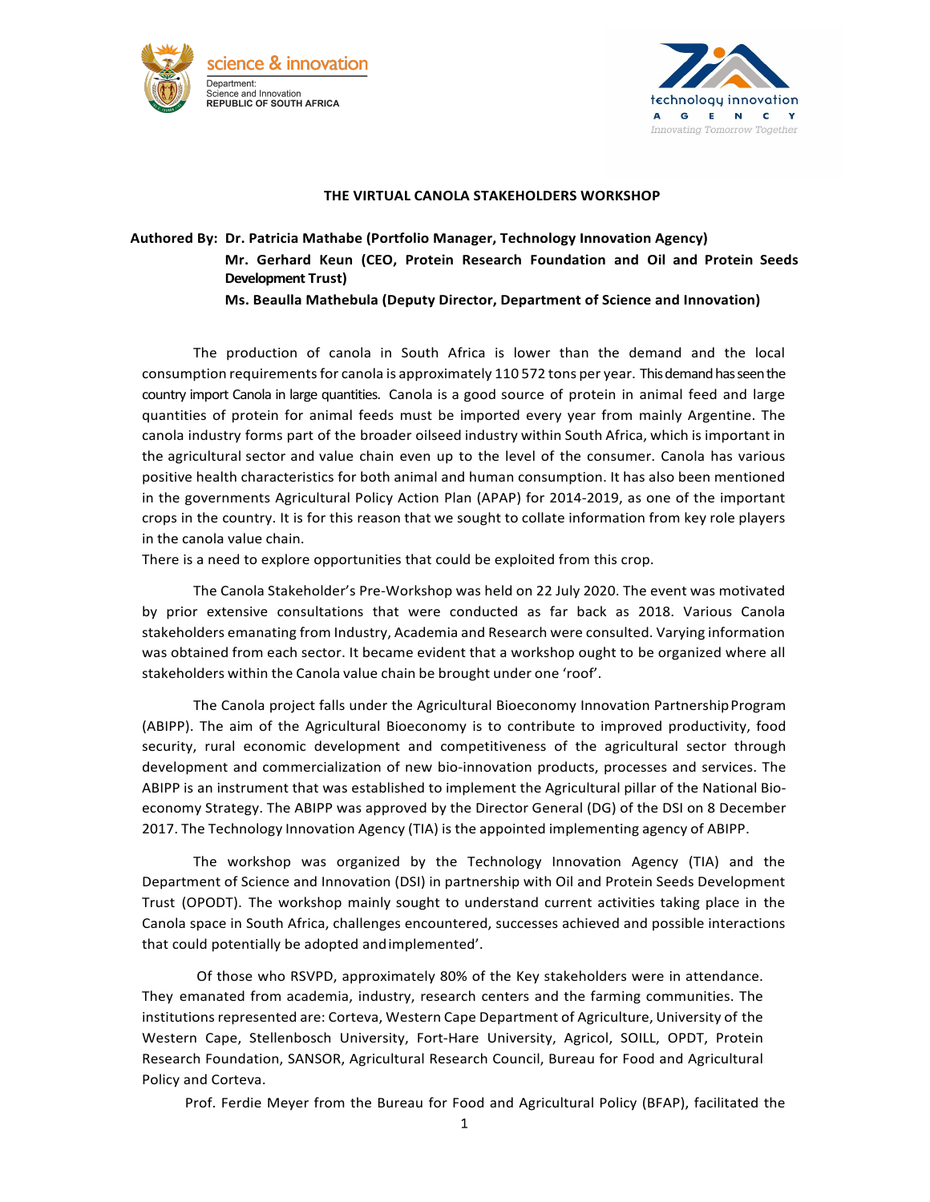# THE VIRTUAL CANOLA STAKEHOLDERS WORKSHOP

**Authored By:** **Dr. Patricia Mathabe (Portfolio Manager, Technology Innovation Agency)**
**Mr. Gerhard Keun (CEO, Protein Research Foundation and Oil and Protein Seeds Development Trust)**
**Ms. Beaulla Mathebula (Deputy Director, Department of Science and Innovation)**

The production of canola in South Africa is lower than the demand and the local consumption requirements for canola is approximately 110 572 tons per year. This demand has seen the country import Canola in large quantities. Canola is a good source of protein in animal feed and large quantities of protein for animal feeds must be imported every year from mainly Argentine. The canola industry forms part of the broader oilseed industry within South Africa, which is important in the agricultural sector and value chain even up to the level of the consumer. Canola has various positive health characteristics for both animal and human consumption. It has also been mentioned in the governments Agricultural Policy Action Plan (APAP) for 2014-2019, as one of the important crops in the country. It is for this reason that we sought to collate information from key role players in the canola value chain.
There is a need to explore opportunities that could be exploited from this crop.

The Canola Stakeholder's Pre-Workshop was held on 22 July 2020. The event was motivated by prior extensive consultations that were conducted as far back as 2018. Various Canola stakeholders emanating from Industry, Academia and Research were consulted. Varying information was obtained from each sector. It became evident that a workshop ought to be organized where all stakeholders within the Canola value chain be brought under one 'roof'.

The Canola project falls under the Agricultural Bioeconomy Innovation Partnership Program (ABIPP). The aim of the Agricultural Bioeconomy is to contribute to improved productivity, food security, rural economic development and competitiveness of the agricultural sector through development and commercialization of new bio-innovation products, processes and services. The ABIPP is an instrument that was established to implement the Agricultural pillar of the National Bio-economy Strategy. The ABIPP was approved by the Director General (DG) of the DSI on 8 December 2017. The Technology Innovation Agency (TIA) is the appointed implementing agency of ABIPP.

The workshop was organized by the Technology Innovation Agency (TIA) and the Department of Science and Innovation (DSI) in partnership with Oil and Protein Seeds Development Trust (OPODT). The workshop mainly sought to understand current activities taking place in the Canola space in South Africa, challenges encountered, successes achieved and possible interactions that could potentially be adopted and implemented'.

Of those who RSVPD, approximately 80% of the Key stakeholders were in attendance. They emanated from academia, industry, research centers and the farming communities. The institutions represented are: Corteva, Western Cape Department of Agriculture, University of the Western Cape, Stellenbosch University, Fort-Hare University, Agricol, SOILL, OPDT, Protein Research Foundation, SANSOR, Agricultural Research Council, Bureau for Food and Agricultural Policy and Corteva.

Prof. Ferdie Meyer from the Bureau for Food and Agricultural Policy (BFAP), facilitated the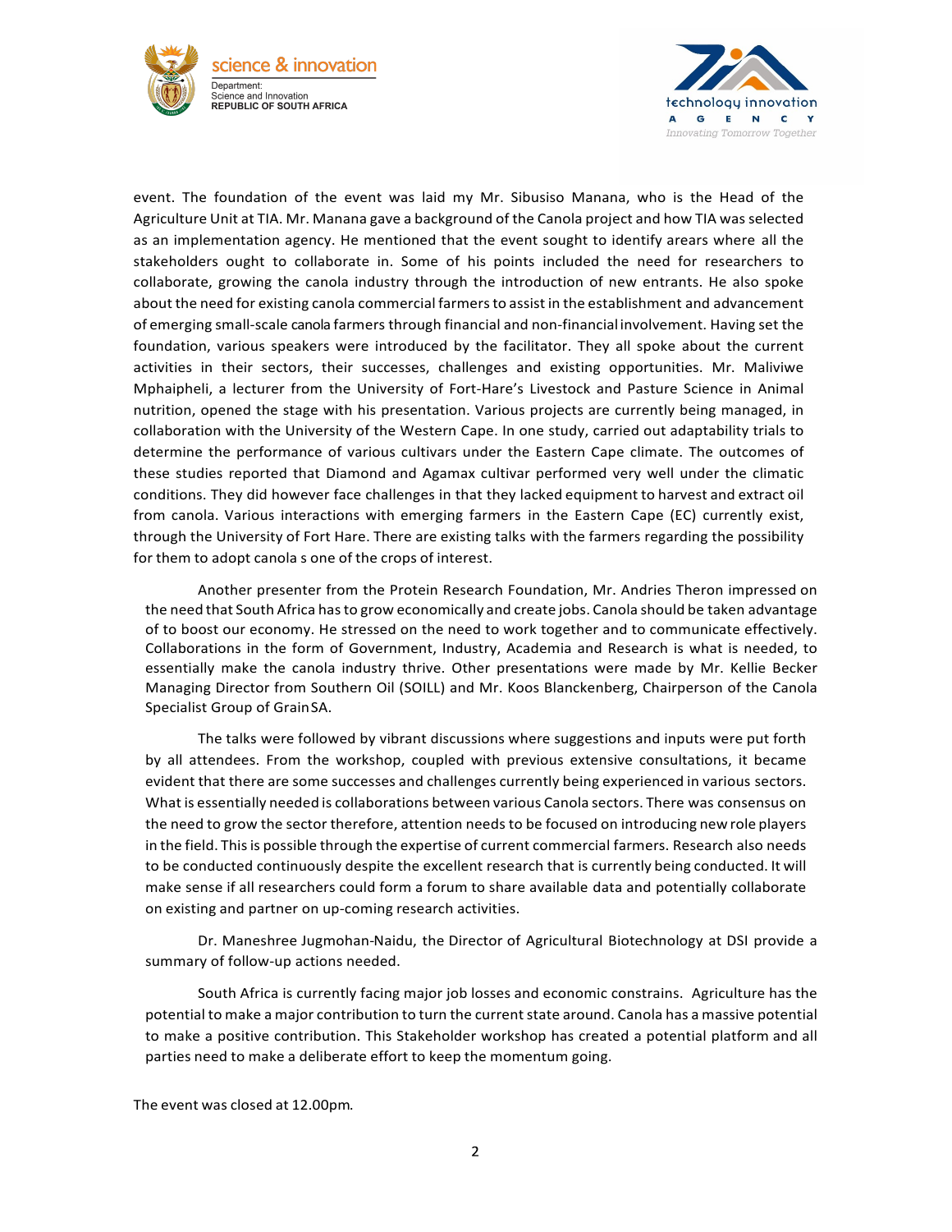event. The foundation of the event was laid my Mr. Sibusiso Manana, who is the Head of the Agriculture Unit at TIA. Mr. Manana gave a background of the Canola project and how TIA was selected as an implementation agency. He mentioned that the event sought to identify arears where all the stakeholders ought to collaborate in. Some of his points included the need for researchers to collaborate, growing the canola industry through the introduction of new entrants. He also spoke about the need for existing canola commercial farmers to assist in the establishment and advancement of emerging small-scale canola farmers through financial and non-financial involvement. Having set the foundation, various speakers were introduced by the facilitator. They all spoke about the current activities in their sectors, their successes, challenges and existing opportunities. Mr. Maliviwe Mphaipheli, a lecturer from the University of Fort-Hare's Livestock and Pasture Science in Animal nutrition, opened the stage with his presentation. Various projects are currently being managed, in collaboration with the University of the Western Cape. In one study, carried out adaptability trials to determine the performance of various cultivars under the Eastern Cape climate. The outcomes of these studies reported that Diamond and Agamax cultivar performed very well under the climatic conditions. They did however face challenges in that they lacked equipment to harvest and extract oil from canola. Various interactions with emerging farmers in the Eastern Cape (EC) currently exist, through the University of Fort Hare. There are existing talks with the farmers regarding the possibility for them to adopt canola s one of the crops of interest.

Another presenter from the Protein Research Foundation, Mr. Andries Theron impressed on the need that South Africa has to grow economically and create jobs. Canola should be taken advantage of to boost our economy. He stressed on the need to work together and to communicate effectively. Collaborations in the form of Government, Industry, Academia and Research is what is needed, to essentially make the canola industry thrive. Other presentations were made by Mr. Kellie Becker Managing Director from Southern Oil (SOILL) and Mr. Koos Blanckenberg, Chairperson of the Canola Specialist Group of Grain SA.

The talks were followed by vibrant discussions where suggestions and inputs were put forth by all attendees. From the workshop, coupled with previous extensive consultations, it became evident that there are some successes and challenges currently being experienced in various sectors. What is essentially needed is collaborations between various Canola sectors. There was consensus on the need to grow the sector therefore, attention needs to be focused on introducing new role players in the field. This is possible through the expertise of current commercial farmers. Research also needs to be conducted continuously despite the excellent research that is currently being conducted. It will make sense if all researchers could form a forum to share available data and potentially collaborate on existing and partner on up-coming research activities.

Dr. Maneshree Jugmohan-Naidu, the Director of Agricultural Biotechnology at DSI provide a summary of follow-up actions needed.

South Africa is currently facing major job losses and economic constrains. Agriculture has the potential to make a major contribution to turn the current state around. Canola has a massive potential to make a positive contribution. This Stakeholder workshop has created a potential platform and all parties need to make a deliberate effort to keep the momentum going.

The event was closed at 12.00pm.